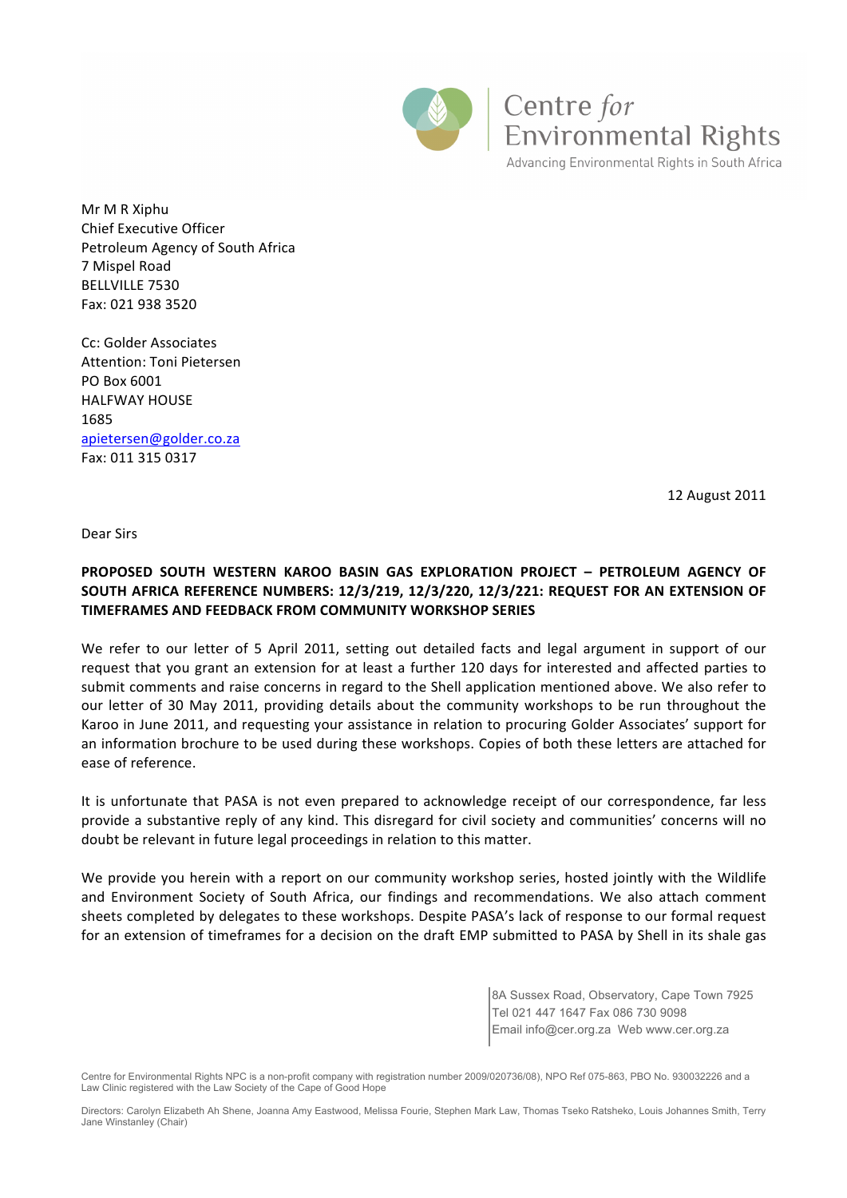Centre *for* Environmental Rights

Advancing Environmental Rights in South Africa

Mr M R Xiphu
Chief Executive Officer
Petroleum Agency of South Africa
7 Mispel Road
BELLVILLE 7530
Fax: 021 938 3520

Cc: Golder Associates
Attention: Toni Pietersen
PO Box 6001
HALFWAY HOUSE
1685
apietersen@golder.co.za
Fax: 011 315 0317

12 August 2011

Dear Sirs

**PROPOSED SOUTH WESTERN KAROO BASIN GAS EXPLORATION PROJECT – PETROLEUM AGENCY OF SOUTH AFRICA REFERENCE NUMBERS: 12/3/219, 12/3/220, 12/3/221: REQUEST FOR AN EXTENSION OF TIMEFRAMES AND FEEDBACK FROM COMMUNITY WORKSHOP SERIES**

We refer to our letter of 5 April 2011, setting out detailed facts and legal argument in support of our request that you grant an extension for at least a further 120 days for interested and affected parties to submit comments and raise concerns in regard to the Shell application mentioned above. We also refer to our letter of 30 May 2011, providing details about the community workshops to be run throughout the Karoo in June 2011, and requesting your assistance in relation to procuring Golder Associates' support for an information brochure to be used during these workshops. Copies of both these letters are attached for ease of reference.

It is unfortunate that PASA is not even prepared to acknowledge receipt of our correspondence, far less provide a substantive reply of any kind. This disregard for civil society and communities' concerns will no doubt be relevant in future legal proceedings in relation to this matter.

We provide you herein with a report on our community workshop series, hosted jointly with the Wildlife and Environment Society of South Africa, our findings and recommendations. We also attach comment sheets completed by delegates to these workshops. Despite PASA's lack of response to our formal request for an extension of timeframes for a decision on the draft EMP submitted to PASA by Shell in its shale gas

8A Sussex Road, Observatory, Cape Town 7925
Tel 021 447 1647 Fax 086 730 9098
Email info@cer.org.za Web www.cer.org.za

Centre for Environmental Rights NPC is a non-profit company with registration number 2009/020736/08), NPO Ref 075-863, PBO No. 930032226 and a Law Clinic registered with the Law Society of the Cape of Good Hope

Directors: Carolyn Elizabeth Ah Shene, Joanna Amy Eastwood, Melissa Fourie, Stephen Mark Law, Thomas Tseko Ratsheko, Louis Johannes Smith, Terry Jane Winstanley (Chair)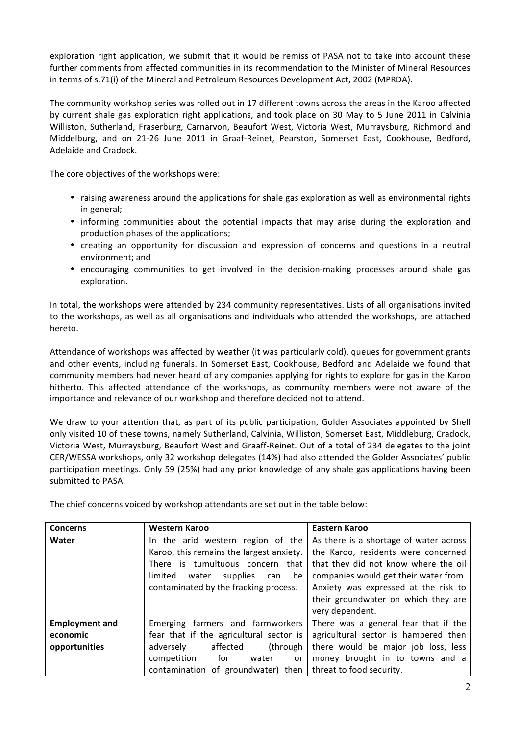exploration right application, we submit that it would be remiss of PASA not to take into account these further comments from affected communities in its recommendation to the Minister of Mineral Resources in terms of s.71(i) of the Mineral and Petroleum Resources Development Act, 2002 (MPRDA).

The community workshop series was rolled out in 17 different towns across the areas in the Karoo affected by current shale gas exploration right applications, and took place on 30 May to 5 June 2011 in Calvinia Williston, Sutherland, Fraserburg, Carnarvon, Beaufort West, Victoria West, Murraysburg, Richmond and Middelburg, and on 21-26 June 2011 in Graaf-Reinet, Pearston, Somerset East, Cookhouse, Bedford, Adelaide and Cradock.

The core objectives of the workshops were:

- raising awareness around the applications for shale gas exploration as well as environmental rights in general;
- informing communities about the potential impacts that may arise during the exploration and production phases of the applications;
- creating an opportunity for discussion and expression of concerns and questions in a neutral environment; and
- encouraging communities to get involved in the decision-making processes around shale gas exploration.

In total, the workshops were attended by 234 community representatives. Lists of all organisations invited to the workshops, as well as all organisations and individuals who attended the workshops, are attached hereto.

Attendance of workshops was affected by weather (it was particularly cold), queues for government grants and other events, including funerals. In Somerset East, Cookhouse, Bedford and Adelaide we found that community members had never heard of any companies applying for rights to explore for gas in the Karoo hitherto. This affected attendance of the workshops, as community members were not aware of the importance and relevance of our workshop and therefore decided not to attend.

We draw to your attention that, as part of its public participation, Golder Associates appointed by Shell only visited 10 of these towns, namely Sutherland, Calvinia, Williston, Somerset East, Middleburg, Cradock, Victoria West, Murraysburg, Beaufort West and Graaff-Reinet. Out of a total of 234 delegates to the joint CER/WESSA workshops, only 32 workshop delegates (14%) had also attended the Golder Associates' public participation meetings. Only 59 (25%) had any prior knowledge of any shale gas applications having been submitted to PASA.

The chief concerns voiced by workshop attendants are set out in the table below:

| Concerns | Western Karoo | Eastern Karoo |
|---|---|---|
| **Water** | In the arid western region of the Karoo, this remains the largest anxiety. There is tumultuous concern that limited water supplies can be contaminated by the fracking process. | As there is a shortage of water across the Karoo, residents were concerned that they did not know where the oil companies would get their water from. Anxiety was expressed at the risk to their groundwater on which they are very dependent. |
| **Employment and economic opportunities** | Emerging farmers and farmworkers fear that if the agricultural sector is adversely affected (through competition for water or contamination of groundwater) then | There was a general fear that if the agricultural sector is hampered then there would be major job loss, less money brought in to towns and a threat to food security. |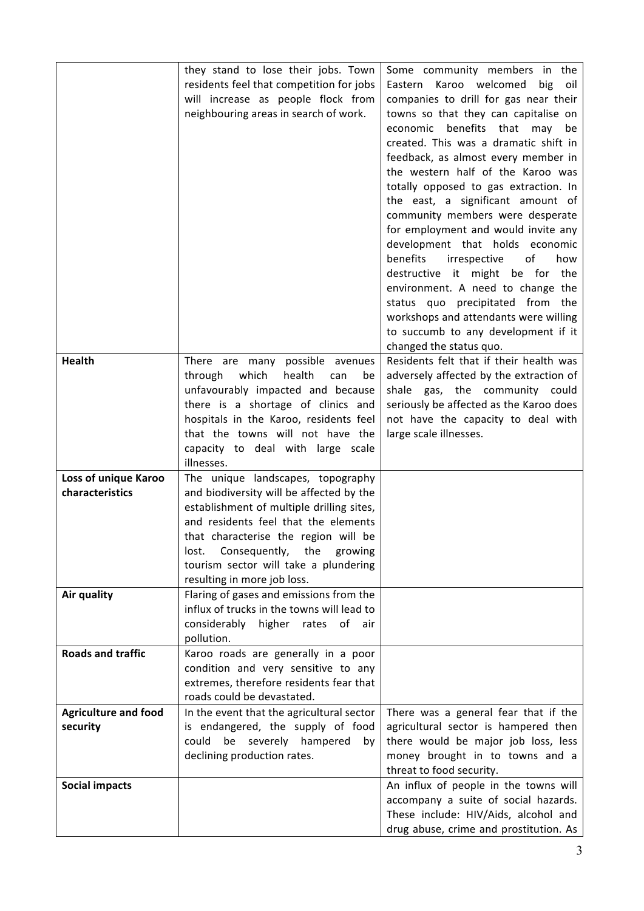| | | |
|---|---|---|
| | they stand to lose their jobs. Town residents feel that competition for jobs will increase as people flock from neighbouring areas in search of work. | Some community members in the Eastern Karoo welcomed big oil companies to drill for gas near their towns so that they can capitalise on economic benefits that may be created. This was a dramatic shift in feedback, as almost every member in the western half of the Karoo was totally opposed to gas extraction. In the east, a significant amount of community members were desperate for employment and would invite any development that holds economic benefits irrespective of how destructive it might be for the environment. A need to change the status quo precipitated from the workshops and attendants were willing to succumb to any development if it changed the status quo. |
| **Health** | There are many possible avenues through which health can be unfavourably impacted and because there is a shortage of clinics and hospitals in the Karoo, residents feel that the towns will not have the capacity to deal with large scale illnesses. | Residents felt that if their health was adversely affected by the extraction of shale gas, the community could seriously be affected as the Karoo does not have the capacity to deal with large scale illnesses. |
| **Loss of unique Karoo characteristics** | The unique landscapes, topography and biodiversity will be affected by the establishment of multiple drilling sites, and residents feel that the elements that characterise the region will be lost. Consequently, the growing tourism sector will take a plundering resulting in more job loss. | |
| **Air quality** | Flaring of gases and emissions from the influx of trucks in the towns will lead to considerably higher rates of air pollution. | |
| **Roads and traffic** | Karoo roads are generally in a poor condition and very sensitive to any extremes, therefore residents fear that roads could be devastated. | |
| **Agriculture and food security** | In the event that the agricultural sector is endangered, the supply of food could be severely hampered by declining production rates. | There was a general fear that if the agricultural sector is hampered then there would be major job loss, less money brought in to towns and a threat to food security. |
| **Social impacts** | | An influx of people in the towns will accompany a suite of social hazards. These include: HIV/Aids, alcohol and drug abuse, crime and prostitution. As |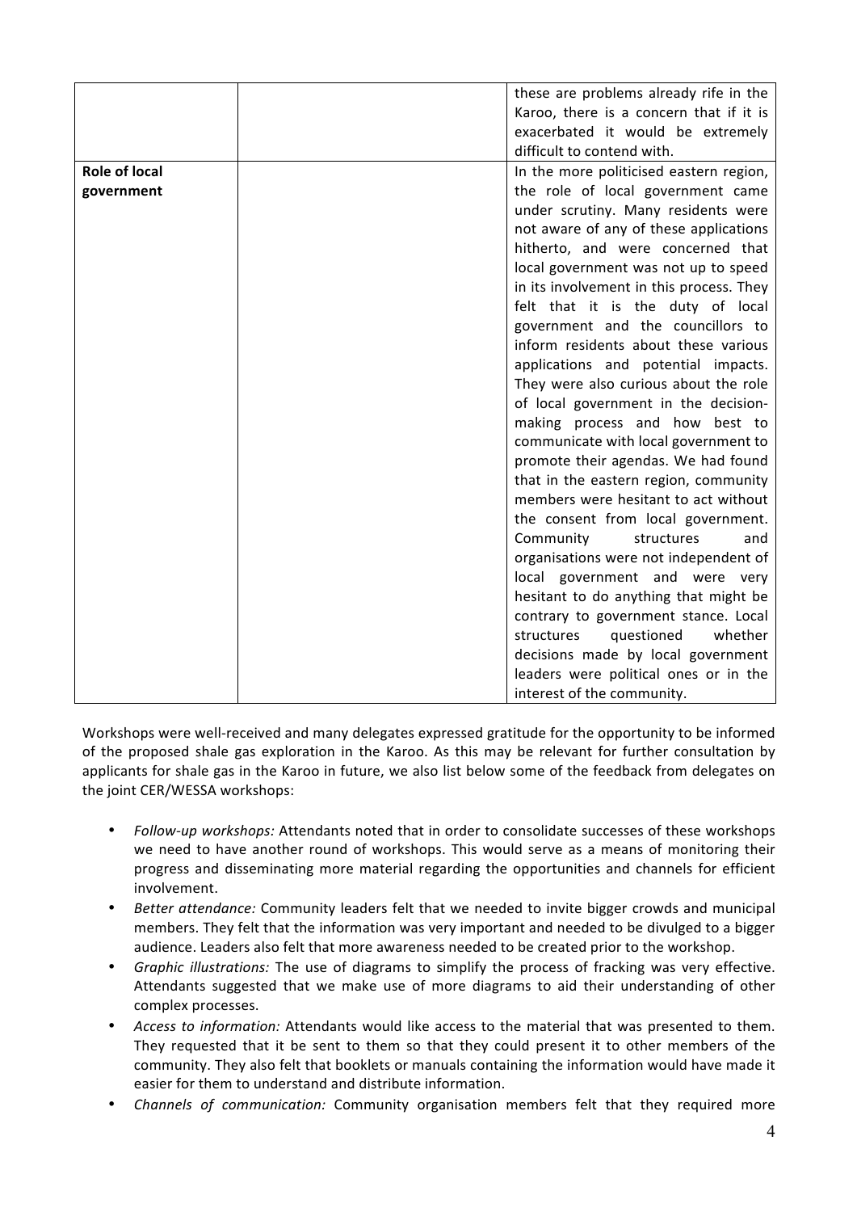| | | |
|---|---|---|
| | | these are problems already rife in the Karoo, there is a concern that if it is exacerbated it would be extremely difficult to contend with. |
| **Role of local government** | | In the more politicised eastern region, the role of local government came under scrutiny. Many residents were not aware of any of these applications hitherto, and were concerned that local government was not up to speed in its involvement in this process. They felt that it is the duty of local government and the councillors to inform residents about these various applications and potential impacts. They were also curious about the role of local government in the decision-making process and how best to communicate with local government to promote their agendas. We had found that in the eastern region, community members were hesitant to act without the consent from local government. Community structures and organisations were not independent of local government and were very hesitant to do anything that might be contrary to government stance. Local structures questioned whether decisions made by local government leaders were political ones or in the interest of the community. |

Workshops were well-received and many delegates expressed gratitude for the opportunity to be informed of the proposed shale gas exploration in the Karoo. As this may be relevant for further consultation by applicants for shale gas in the Karoo in future, we also list below some of the feedback from delegates on the joint CER/WESSA workshops:

- *Follow-up workshops:* Attendants noted that in order to consolidate successes of these workshops we need to have another round of workshops. This would serve as a means of monitoring their progress and disseminating more material regarding the opportunities and channels for efficient involvement.
- *Better attendance:* Community leaders felt that we needed to invite bigger crowds and municipal members. They felt that the information was very important and needed to be divulged to a bigger audience. Leaders also felt that more awareness needed to be created prior to the workshop.
- *Graphic illustrations:* The use of diagrams to simplify the process of fracking was very effective. Attendants suggested that we make use of more diagrams to aid their understanding of other complex processes.
- *Access to information:* Attendants would like access to the material that was presented to them. They requested that it be sent to them so that they could present it to other members of the community. They also felt that booklets or manuals containing the information would have made it easier for them to understand and distribute information.
- *Channels of communication:* Community organisation members felt that they required more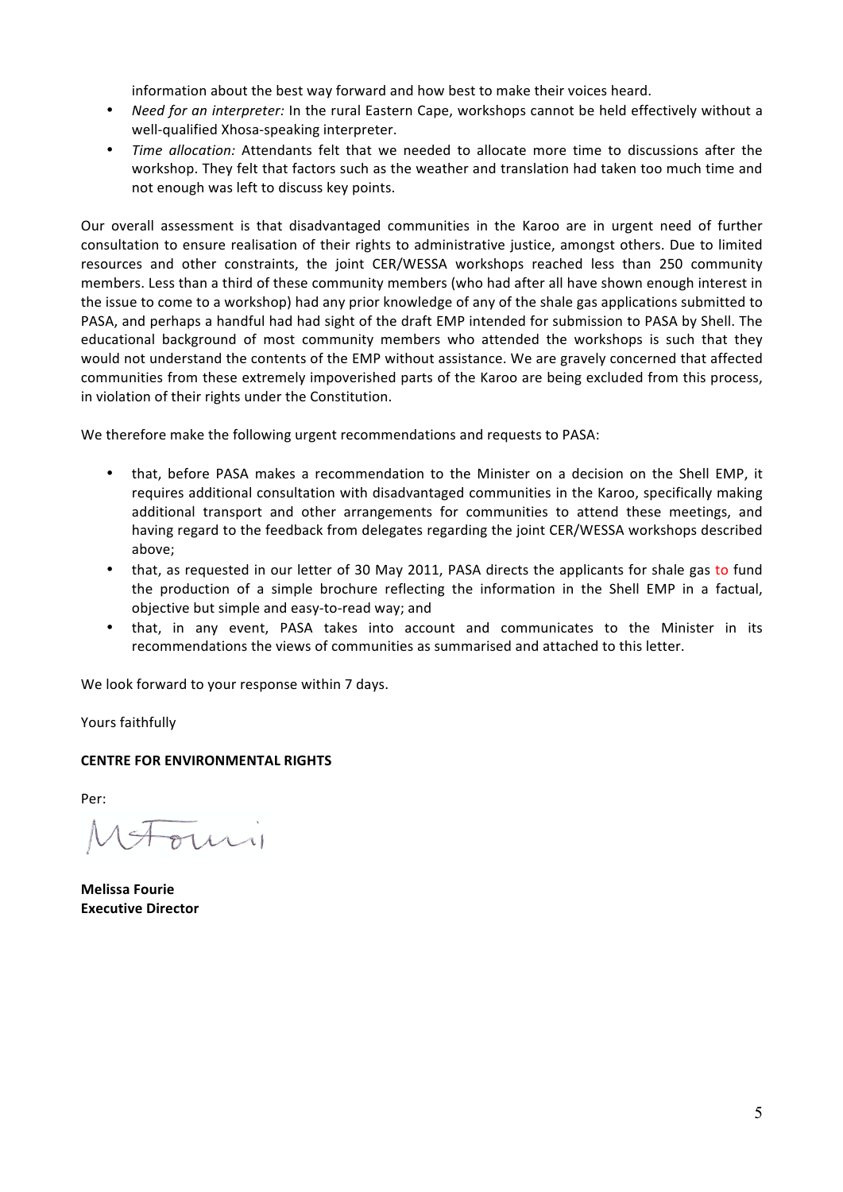information about the best way forward and how best to make their voices heard.

- *Need for an interpreter:* In the rural Eastern Cape, workshops cannot be held effectively without a well-qualified Xhosa-speaking interpreter.
- *Time allocation:* Attendants felt that we needed to allocate more time to discussions after the workshop. They felt that factors such as the weather and translation had taken too much time and not enough was left to discuss key points.

Our overall assessment is that disadvantaged communities in the Karoo are in urgent need of further consultation to ensure realisation of their rights to administrative justice, amongst others. Due to limited resources and other constraints, the joint CER/WESSA workshops reached less than 250 community members. Less than a third of these community members (who had after all have shown enough interest in the issue to come to a workshop) had any prior knowledge of any of the shale gas applications submitted to PASA, and perhaps a handful had had sight of the draft EMP intended for submission to PASA by Shell. The educational background of most community members who attended the workshops is such that they would not understand the contents of the EMP without assistance. We are gravely concerned that affected communities from these extremely impoverished parts of the Karoo are being excluded from this process, in violation of their rights under the Constitution.

We therefore make the following urgent recommendations and requests to PASA:

- that, before PASA makes a recommendation to the Minister on a decision on the Shell EMP, it requires additional consultation with disadvantaged communities in the Karoo, specifically making additional transport and other arrangements for communities to attend these meetings, and having regard to the feedback from delegates regarding the joint CER/WESSA workshops described above;
- that, as requested in our letter of 30 May 2011, PASA directs the applicants for shale gas to fund the production of a simple brochure reflecting the information in the Shell EMP in a factual, objective but simple and easy-to-read way; and
- that, in any event, PASA takes into account and communicates to the Minister in its recommendations the views of communities as summarised and attached to this letter.

We look forward to your response within 7 days.

Yours faithfully

**CENTRE FOR ENVIRONMENTAL RIGHTS**

Per:

**Melissa Fourie**
**Executive Director**